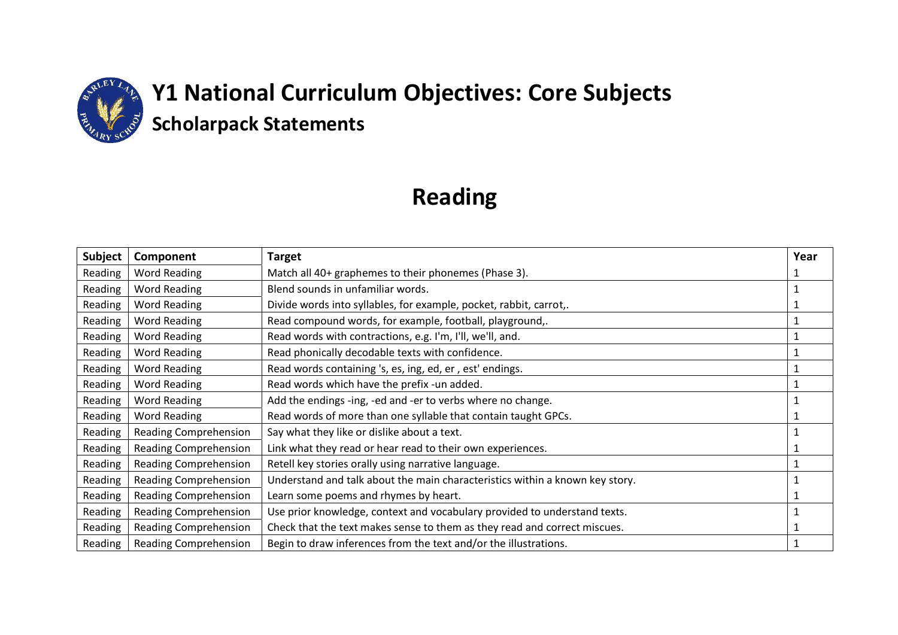# Y1 National Curriculum Objectives: Core Subjects

## Scholarpack Statements

## Reading

| Subject | Component | Target | Year |
|---|---|---|---|
| Reading | Word Reading | Match all 40+ graphemes to their phonemes (Phase 3). | 1 |
| Reading | Word Reading | Blend sounds in unfamiliar words. | 1 |
| Reading | Word Reading | Divide words into syllables, for example, pocket, rabbit, carrot,. | 1 |
| Reading | Word Reading | Read compound words, for example, football, playground,. | 1 |
| Reading | Word Reading | Read words with contractions, e.g. I'm, I'll, we'll, and. | 1 |
| Reading | Word Reading | Read phonically decodable texts with confidence. | 1 |
| Reading | Word Reading | Read words containing 's, es, ing, ed, er , est' endings. | 1 |
| Reading | Word Reading | Read words which have the prefix -un added. | 1 |
| Reading | Word Reading | Add the endings -ing, -ed and -er to verbs where no change. | 1 |
| Reading | Word Reading | Read words of more than one syllable that contain taught GPCs. | 1 |
| Reading | Reading Comprehension | Say what they like or dislike about a text. | 1 |
| Reading | Reading Comprehension | Link what they read or hear read to their own experiences. | 1 |
| Reading | Reading Comprehension | Retell key stories orally using narrative language. | 1 |
| Reading | Reading Comprehension | Understand and talk about the main characteristics within a known key story. | 1 |
| Reading | Reading Comprehension | Learn some poems and rhymes by heart. | 1 |
| Reading | Reading Comprehension | Use prior knowledge, context and vocabulary provided to understand texts. | 1 |
| Reading | Reading Comprehension | Check that the text makes sense to them as they read and correct miscues. | 1 |
| Reading | Reading Comprehension | Begin to draw inferences from the text and/or the illustrations. | 1 |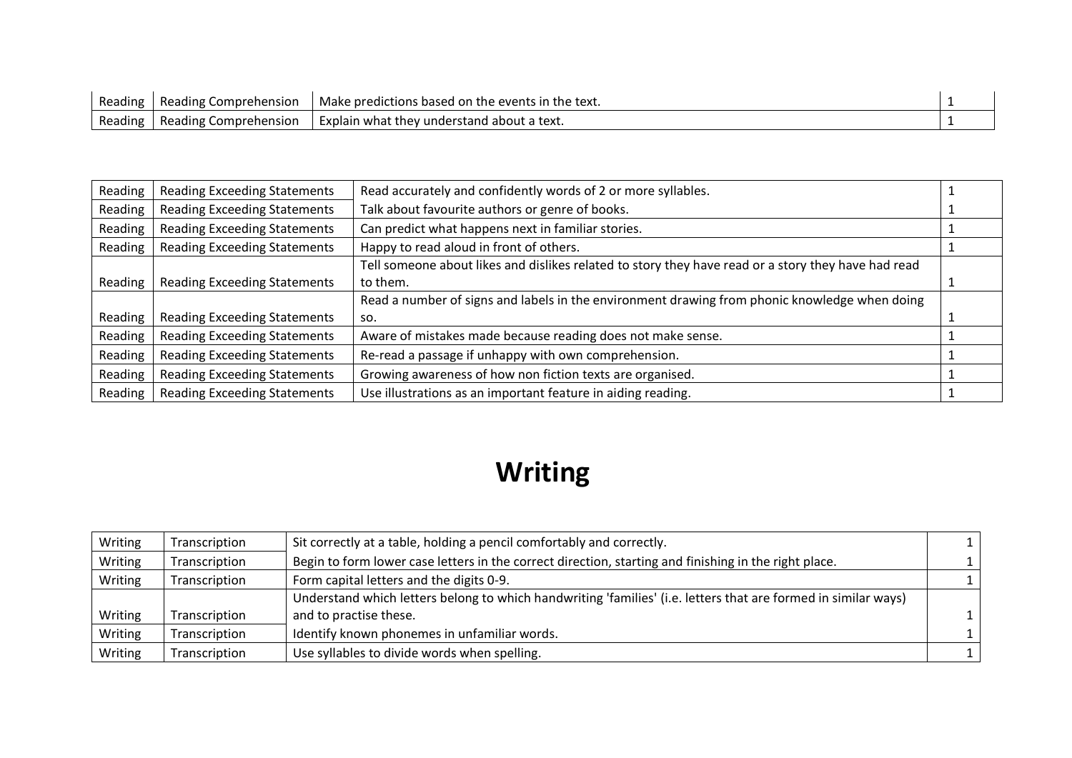| | | | |
|---|---|---|---|
| Reading | Reading Comprehension | Make predictions based on the events in the text. | 1 |
| Reading | Reading Comprehension | Explain what they understand about a text. | 1 |

| | | | |
|---|---|---|---|
| Reading | Reading Exceeding Statements | Read accurately and confidently words of 2 or more syllables. | 1 |
| Reading | Reading Exceeding Statements | Talk about favourite authors or genre of books. | 1 |
| Reading | Reading Exceeding Statements | Can predict what happens next in familiar stories. | 1 |
| Reading | Reading Exceeding Statements | Happy to read aloud in front of others. | 1 |
| Reading | Reading Exceeding Statements | Tell someone about likes and dislikes related to story they have read or a story they have had read to them. | 1 |
| Reading | Reading Exceeding Statements | Read a number of signs and labels in the environment drawing from phonic knowledge when doing so. | 1 |
| Reading | Reading Exceeding Statements | Aware of mistakes made because reading does not make sense. | 1 |
| Reading | Reading Exceeding Statements | Re-read a passage if unhappy with own comprehension. | 1 |
| Reading | Reading Exceeding Statements | Growing awareness of how non fiction texts are organised. | 1 |
| Reading | Reading Exceeding Statements | Use illustrations as an important feature in aiding reading. | 1 |

# Writing

| | | | |
|---|---|---|---|
| Writing | Transcription | Sit correctly at a table, holding a pencil comfortably and correctly. | 1 |
| Writing | Transcription | Begin to form lower case letters in the correct direction, starting and finishing in the right place. | 1 |
| Writing | Transcription | Form capital letters and the digits 0-9. | 1 |
| Writing | Transcription | Understand which letters belong to which handwriting 'families' (i.e. letters that are formed in similar ways) and to practise these. | 1 |
| Writing | Transcription | Identify known phonemes in unfamiliar words. | 1 |
| Writing | Transcription | Use syllables to divide words when spelling. | 1 |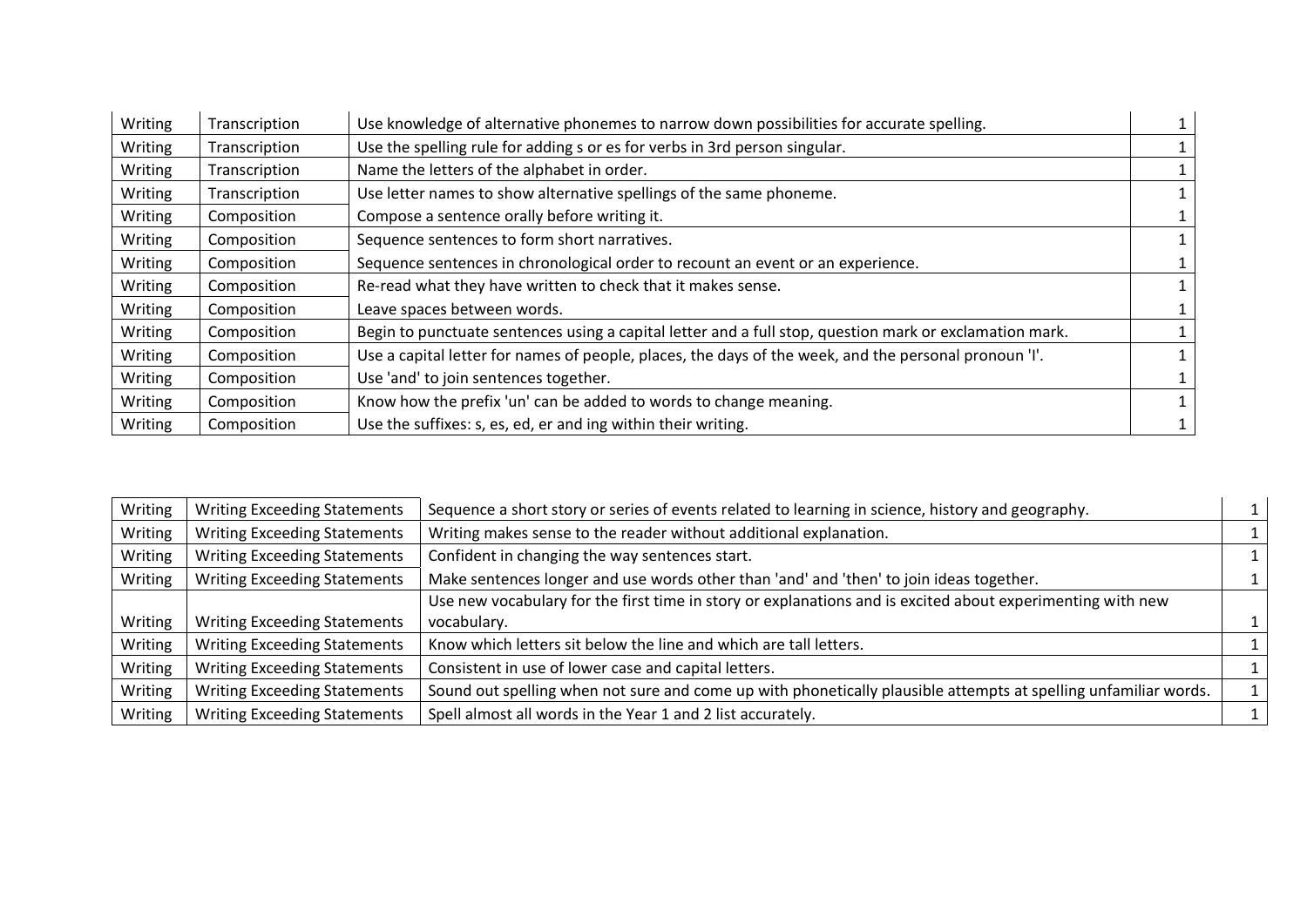| | | | |
|---|---|---|---|
| Writing | Transcription | Use knowledge of alternative phonemes to narrow down possibilities for accurate spelling. | 1 |
| Writing | Transcription | Use the spelling rule for adding s or es for verbs in 3rd person singular. | 1 |
| Writing | Transcription | Name the letters of the alphabet in order. | 1 |
| Writing | Transcription | Use letter names to show alternative spellings of the same phoneme. | 1 |
| Writing | Composition | Compose a sentence orally before writing it. | 1 |
| Writing | Composition | Sequence sentences to form short narratives. | 1 |
| Writing | Composition | Sequence sentences in chronological order to recount an event or an experience. | 1 |
| Writing | Composition | Re-read what they have written to check that it makes sense. | 1 |
| Writing | Composition | Leave spaces between words. | 1 |
| Writing | Composition | Begin to punctuate sentences using a capital letter and a full stop, question mark or exclamation mark. | 1 |
| Writing | Composition | Use a capital letter for names of people, places, the days of the week, and the personal pronoun 'I'. | 1 |
| Writing | Composition | Use 'and' to join sentences together. | 1 |
| Writing | Composition | Know how the prefix 'un' can be added to words to change meaning. | 1 |
| Writing | Composition | Use the suffixes: s, es, ed, er and ing within their writing. | 1 |

| | | | |
|---|---|---|---|
| Writing | Writing Exceeding Statements | Sequence a short story or series of events related to learning in science, history and geography. | 1 |
| Writing | Writing Exceeding Statements | Writing makes sense to the reader without additional explanation. | 1 |
| Writing | Writing Exceeding Statements | Confident in changing the way sentences start. | 1 |
| Writing | Writing Exceeding Statements | Make sentences longer and use words other than 'and' and 'then' to join ideas together. | 1 |
| Writing | Writing Exceeding Statements | Use new vocabulary for the first time in story or explanations and is excited about experimenting with new vocabulary. | 1 |
| Writing | Writing Exceeding Statements | Know which letters sit below the line and which are tall letters. | 1 |
| Writing | Writing Exceeding Statements | Consistent in use of lower case and capital letters. | 1 |
| Writing | Writing Exceeding Statements | Sound out spelling when not sure and come up with phonetically plausible attempts at spelling unfamiliar words. | 1 |
| Writing | Writing Exceeding Statements | Spell almost all words in the Year 1 and 2 list accurately. | 1 |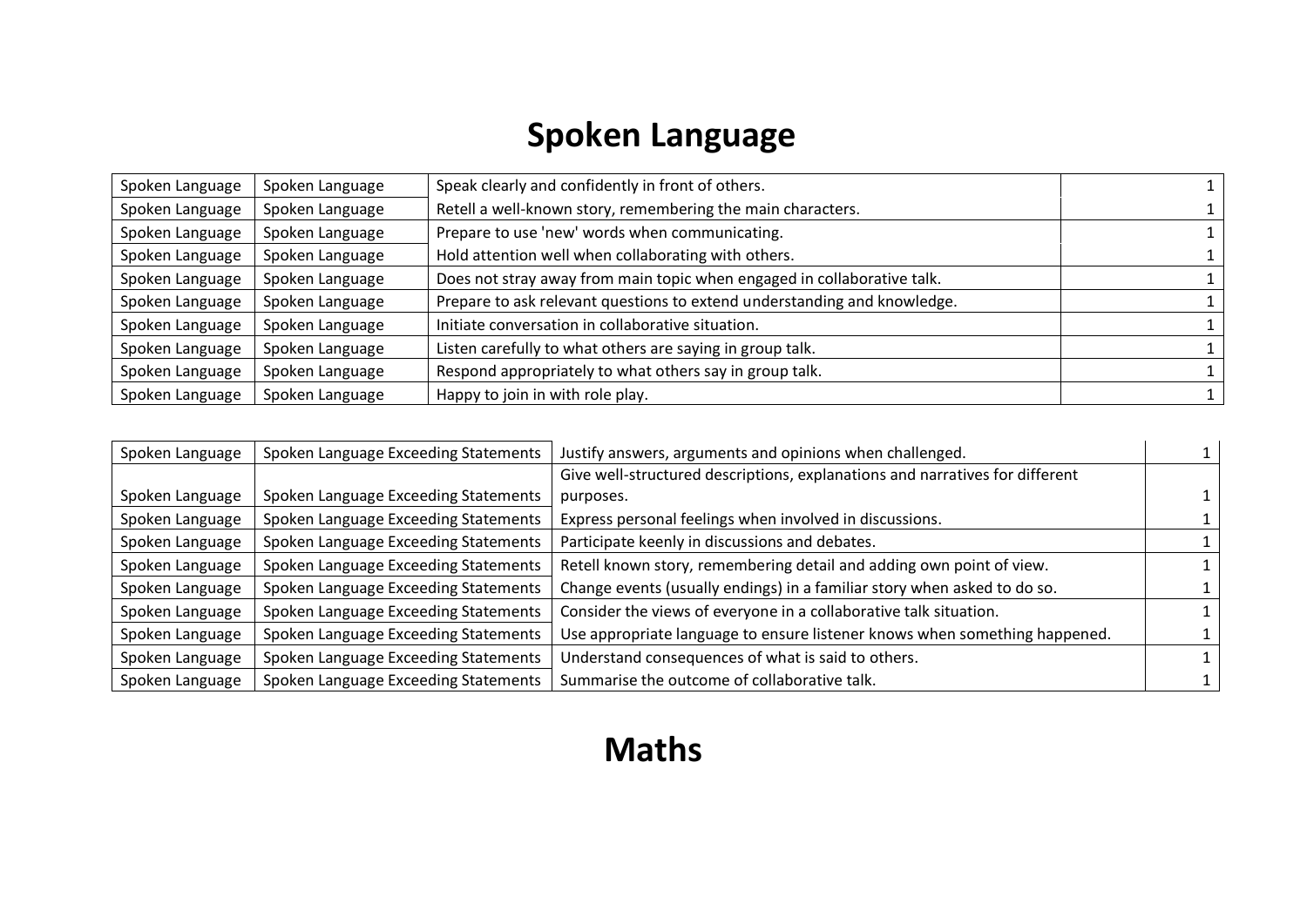# Spoken Language

| | | | | |
|---|---|---|---|---|
| Spoken Language | Spoken Language | Speak clearly and confidently in front of others. | | 1 |
| Spoken Language | Spoken Language | Retell a well-known story, remembering the main characters. | | 1 |
| Spoken Language | Spoken Language | Prepare to use 'new' words when communicating. | | 1 |
| Spoken Language | Spoken Language | Hold attention well when collaborating with others. | | 1 |
| Spoken Language | Spoken Language | Does not stray away from main topic when engaged in collaborative talk. | | 1 |
| Spoken Language | Spoken Language | Prepare to ask relevant questions to extend understanding and knowledge. | | 1 |
| Spoken Language | Spoken Language | Initiate conversation in collaborative situation. | | 1 |
| Spoken Language | Spoken Language | Listen carefully to what others are saying in group talk. | | 1 |
| Spoken Language | Spoken Language | Respond appropriately to what others say in group talk. | | 1 |
| Spoken Language | Spoken Language | Happy to join in with role play. | | 1 |

| | | | |
|---|---|---|---|
| Spoken Language | Spoken Language Exceeding Statements | Justify answers, arguments and opinions when challenged. | 1 |
| Spoken Language | Spoken Language Exceeding Statements | Give well-structured descriptions, explanations and narratives for different purposes. | 1 |
| Spoken Language | Spoken Language Exceeding Statements | Express personal feelings when involved in discussions. | 1 |
| Spoken Language | Spoken Language Exceeding Statements | Participate keenly in discussions and debates. | 1 |
| Spoken Language | Spoken Language Exceeding Statements | Retell known story, remembering detail and adding own point of view. | 1 |
| Spoken Language | Spoken Language Exceeding Statements | Change events (usually endings) in a familiar story when asked to do so. | 1 |
| Spoken Language | Spoken Language Exceeding Statements | Consider the views of everyone in a collaborative talk situation. | 1 |
| Spoken Language | Spoken Language Exceeding Statements | Use appropriate language to ensure listener knows when something happened. | 1 |
| Spoken Language | Spoken Language Exceeding Statements | Understand consequences of what is said to others. | 1 |
| Spoken Language | Spoken Language Exceeding Statements | Summarise the outcome of collaborative talk. | 1 |

# Maths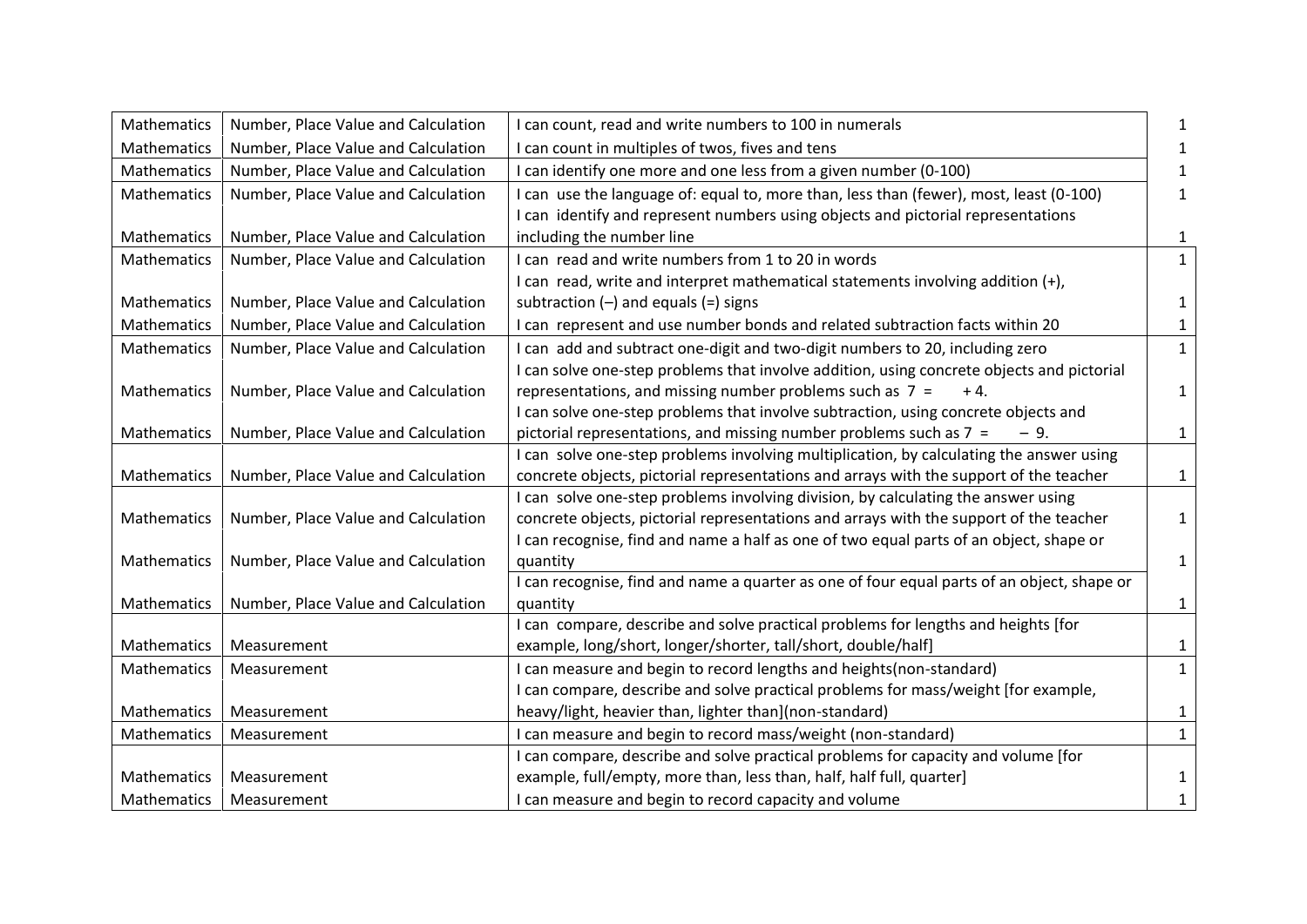| Mathematics | Number, Place Value and Calculation | I can count, read and write numbers to 100 in numerals | 1 |
|---|---|---|---|
| Mathematics | Number, Place Value and Calculation | I can count in multiples of twos, fives and tens | 1 |
| Mathematics | Number, Place Value and Calculation | I can identify one more and one less from a given number (0-100) | 1 |
| Mathematics | Number, Place Value and Calculation | I can use the language of: equal to, more than, less than (fewer), most, least (0-100) | 1 |
| Mathematics | Number, Place Value and Calculation | I can identify and represent numbers using objects and pictorial representations including the number line | 1 |
| Mathematics | Number, Place Value and Calculation | I can read and write numbers from 1 to 20 in words | 1 |
| Mathematics | Number, Place Value and Calculation | I can read, write and interpret mathematical statements involving addition (+), subtraction (–) and equals (=) signs | 1 |
| Mathematics | Number, Place Value and Calculation | I can represent and use number bonds and related subtraction facts within 20 | 1 |
| Mathematics | Number, Place Value and Calculation | I can add and subtract one-digit and two-digit numbers to 20, including zero | 1 |
| Mathematics | Number, Place Value and Calculation | I can solve one-step problems that involve addition, using concrete objects and pictorial representations, and missing number problems such as 7 = + 4. | 1 |
| Mathematics | Number, Place Value and Calculation | I can solve one-step problems that involve subtraction, using concrete objects and pictorial representations, and missing number problems such as 7 = – 9. | 1 |
| Mathematics | Number, Place Value and Calculation | I can solve one-step problems involving multiplication, by calculating the answer using concrete objects, pictorial representations and arrays with the support of the teacher | 1 |
| Mathematics | Number, Place Value and Calculation | I can solve one-step problems involving division, by calculating the answer using concrete objects, pictorial representations and arrays with the support of the teacher | 1 |
| Mathematics | Number, Place Value and Calculation | I can recognise, find and name a half as one of two equal parts of an object, shape or quantity | 1 |
| Mathematics | Number, Place Value and Calculation | I can recognise, find and name a quarter as one of four equal parts of an object, shape or quantity | 1 |
| Mathematics | Measurement | I can compare, describe and solve practical problems for lengths and heights [for example, long/short, longer/shorter, tall/short, double/half] | 1 |
| Mathematics | Measurement | I can measure and begin to record lengths and heights(non-standard) | 1 |
| Mathematics | Measurement | I can compare, describe and solve practical problems for mass/weight [for example, heavy/light, heavier than, lighter than](non-standard) | 1 |
| Mathematics | Measurement | I can measure and begin to record mass/weight (non-standard) | 1 |
| Mathematics | Measurement | I can compare, describe and solve practical problems for capacity and volume [for example, full/empty, more than, less than, half, half full, quarter] | 1 |
| Mathematics | Measurement | I can measure and begin to record capacity and volume | 1 |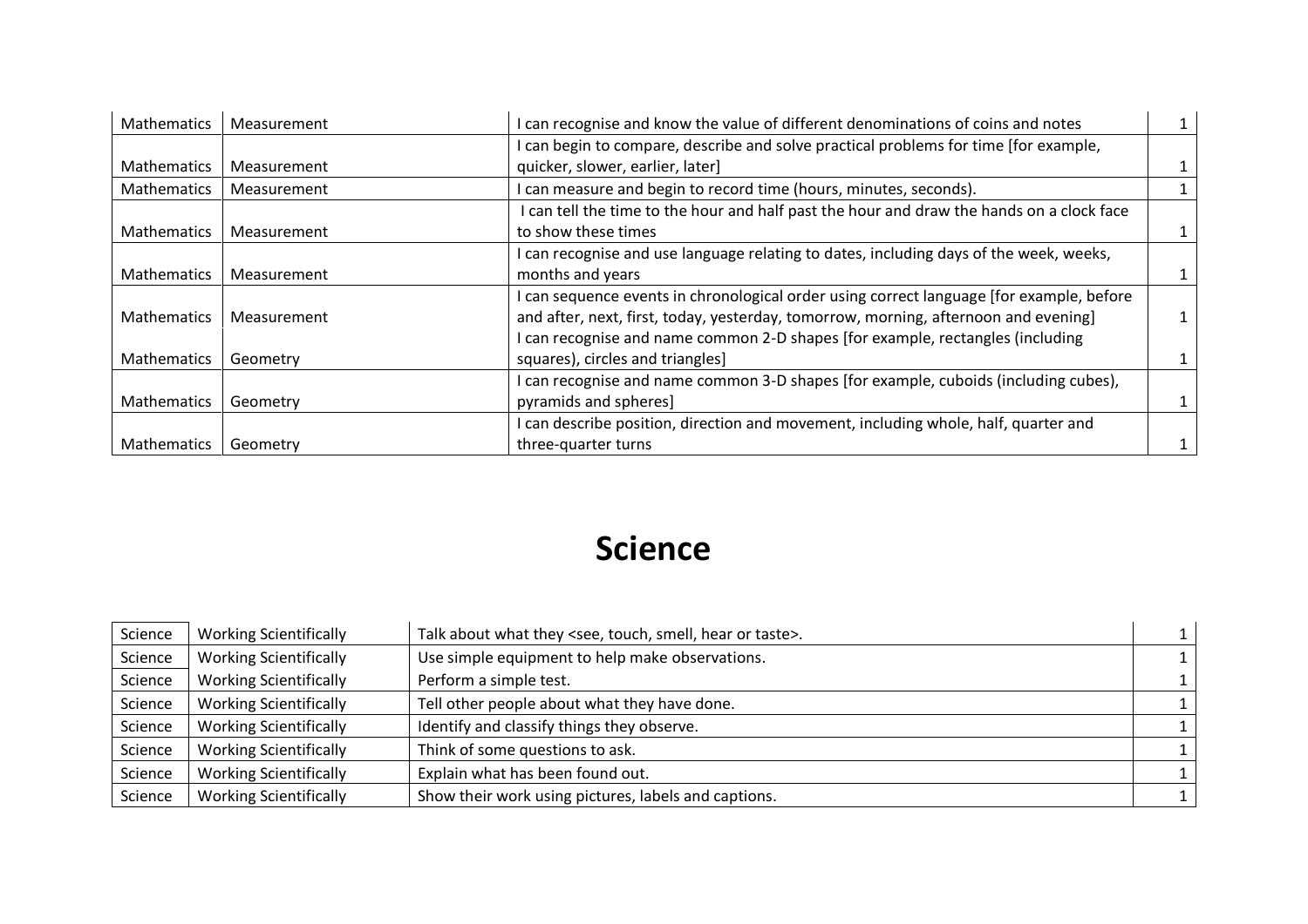| Mathematics | Measurement | I can recognise and know the value of different denominations of coins and notes | 1 |
|---|---|---|---|
| Mathematics | Measurement | I can begin to compare, describe and solve practical problems for time [for example, quicker, slower, earlier, later] | 1 |
| Mathematics | Measurement | I can measure and begin to record time (hours, minutes, seconds). | 1 |
| Mathematics | Measurement | I can tell the time to the hour and half past the hour and draw the hands on a clock face to show these times | 1 |
| Mathematics | Measurement | I can recognise and use language relating to dates, including days of the week, weeks, months and years | 1 |
| Mathematics | Measurement | I can sequence events in chronological order using correct language [for example, before and after, next, first, today, yesterday, tomorrow, morning, afternoon and evening] | 1 |
| Mathematics | Geometry | I can recognise and name common 2-D shapes [for example, rectangles (including squares), circles and triangles] | 1 |
| Mathematics | Geometry | I can recognise and name common 3-D shapes [for example, cuboids (including cubes), pyramids and spheres] | 1 |
| Mathematics | Geometry | I can describe position, direction and movement, including whole, half, quarter and three-quarter turns | 1 |

# Science

| Science | Working Scientifically | Talk about what they <see, touch, smell, hear or taste>. | 1 |
|---|---|---|---|
| Science | Working Scientifically | Use simple equipment to help make observations. | 1 |
| Science | Working Scientifically | Perform a simple test. | 1 |
| Science | Working Scientifically | Tell other people about what they have done. | 1 |
| Science | Working Scientifically | Identify and classify things they observe. | 1 |
| Science | Working Scientifically | Think of some questions to ask. | 1 |
| Science | Working Scientifically | Explain what has been found out. | 1 |
| Science | Working Scientifically | Show their work using pictures, labels and captions. | 1 |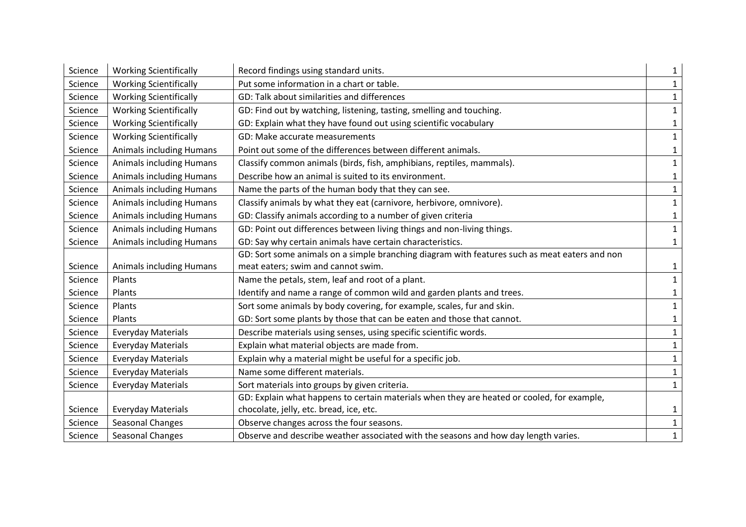| | | | |
|---|---|---|---|
| Science | Working Scientifically | Record findings using standard units. | 1 |
| Science | Working Scientifically | Put some information in a chart or table. | 1 |
| Science | Working Scientifically | GD: Talk about similarities and differences | 1 |
| Science | Working Scientifically | GD: Find out by watching, listening, tasting, smelling and touching. | 1 |
| Science | Working Scientifically | GD: Explain what they have found out using scientific vocabulary | 1 |
| Science | Working Scientifically | GD: Make accurate measurements | 1 |
| Science | Animals including Humans | Point out some of the differences between different animals. | 1 |
| Science | Animals including Humans | Classify common animals (birds, fish, amphibians, reptiles, mammals). | 1 |
| Science | Animals including Humans | Describe how an animal is suited to its environment. | 1 |
| Science | Animals including Humans | Name the parts of the human body that they can see. | 1 |
| Science | Animals including Humans | Classify animals by what they eat (carnivore, herbivore, omnivore). | 1 |
| Science | Animals including Humans | GD: Classify animals according to a number of given criteria | 1 |
| Science | Animals including Humans | GD: Point out differences between living things and non-living things. | 1 |
| Science | Animals including Humans | GD: Say why certain animals have certain characteristics. | 1 |
| Science | Animals including Humans | GD: Sort some animals on a simple branching diagram with features such as meat eaters and non meat eaters; swim and cannot swim. | 1 |
| Science | Plants | Name the petals, stem, leaf and root of a plant. | 1 |
| Science | Plants | Identify and name a range of common wild and garden plants and trees. | 1 |
| Science | Plants | Sort some animals by body covering, for example, scales, fur and skin. | 1 |
| Science | Plants | GD: Sort some plants by those that can be eaten and those that cannot. | 1 |
| Science | Everyday Materials | Describe materials using senses, using specific scientific words. | 1 |
| Science | Everyday Materials | Explain what material objects are made from. | 1 |
| Science | Everyday Materials | Explain why a material might be useful for a specific job. | 1 |
| Science | Everyday Materials | Name some different materials. | 1 |
| Science | Everyday Materials | Sort materials into groups by given criteria. | 1 |
| Science | Everyday Materials | GD: Explain what happens to certain materials when they are heated or cooled, for example, chocolate, jelly, etc. bread, ice, etc. | 1 |
| Science | Seasonal Changes | Observe changes across the four seasons. | 1 |
| Science | Seasonal Changes | Observe and describe weather associated with the seasons and how day length varies. | 1 |